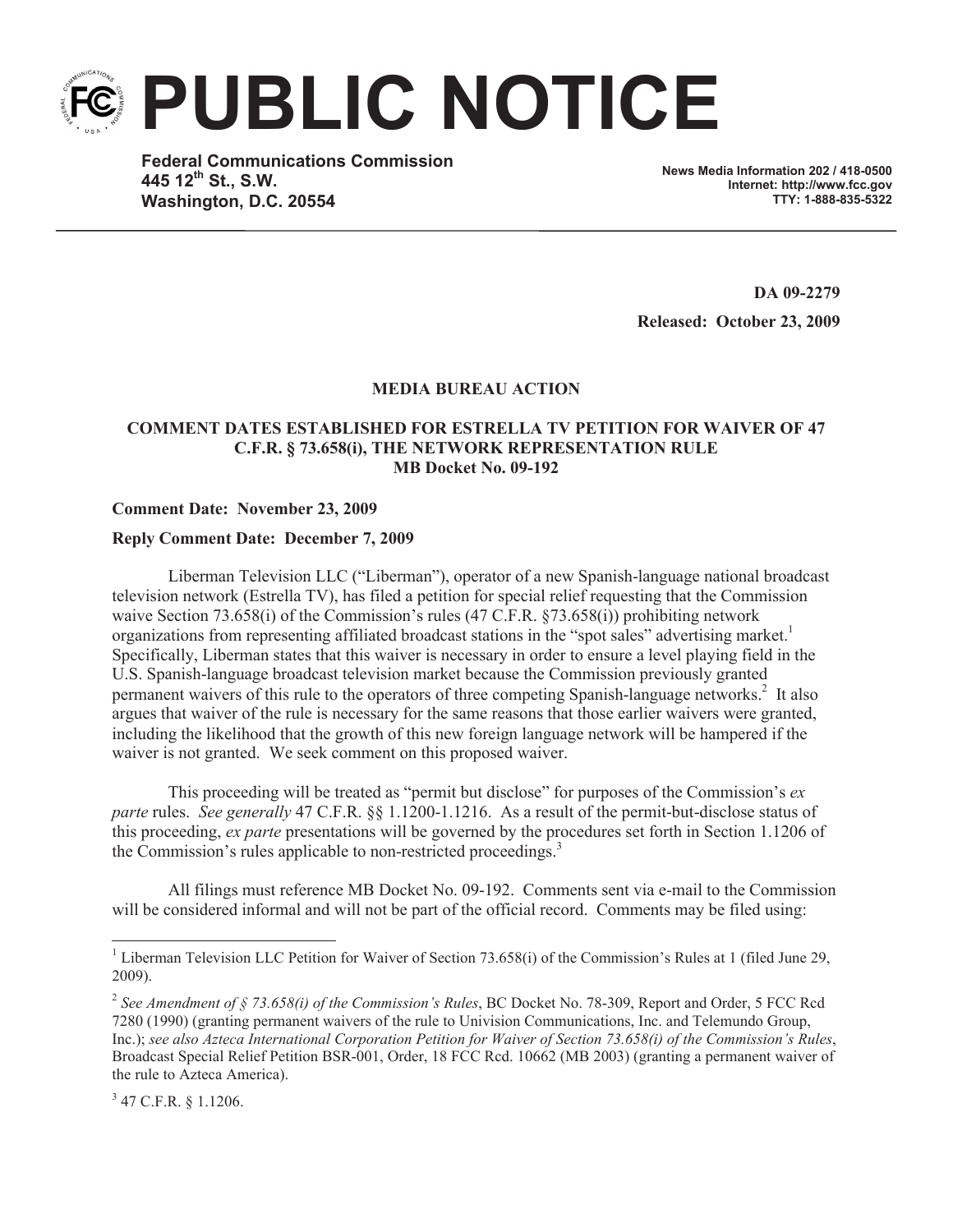# PUBLIC NOTICE

**Federal Communications Commission**
**445 12th St., S.W.**
**Washington, D.C. 20554**

**News Media Information 202 / 418-0500**
**Internet: http://www.fcc.gov**
**TTY: 1-888-835-5322**

**DA 09-2279**
**Released: October 23, 2009**

**MEDIA BUREAU ACTION**

**COMMENT DATES ESTABLISHED FOR ESTRELLA TV PETITION FOR WAIVER OF 47 C.F.R. § 73.658(i), THE NETWORK REPRESENTATION RULE**
**MB Docket No. 09-192**

**Comment Date: November 23, 2009**

**Reply Comment Date: December 7, 2009**

Liberman Television LLC ("Liberman"), operator of a new Spanish-language national broadcast television network (Estrella TV), has filed a petition for special relief requesting that the Commission waive Section 73.658(i) of the Commission's rules (47 C.F.R. §73.658(i)) prohibiting network organizations from representing affiliated broadcast stations in the "spot sales" advertising market.[1] Specifically, Liberman states that this waiver is necessary in order to ensure a level playing field in the U.S. Spanish-language broadcast television market because the Commission previously granted permanent waivers of this rule to the operators of three competing Spanish-language networks.[2] It also argues that waiver of the rule is necessary for the same reasons that those earlier waivers were granted, including the likelihood that the growth of this new foreign language network will be hampered if the waiver is not granted. We seek comment on this proposed waiver.

This proceeding will be treated as "permit but disclose" for purposes of the Commission's *ex parte* rules. *See generally* 47 C.F.R. §§ 1.1200-1.1216. As a result of the permit-but-disclose status of this proceeding, *ex parte* presentations will be governed by the procedures set forth in Section 1.1206 of the Commission's rules applicable to non-restricted proceedings.[3]

All filings must reference MB Docket No. 09-192. Comments sent via e-mail to the Commission will be considered informal and will not be part of the official record. Comments may be filed using:

---

[1] Liberman Television LLC Petition for Waiver of Section 73.658(i) of the Commission's Rules at 1 (filed June 29, 2009).

[2] *See Amendment of § 73.658(i) of the Commission's Rules*, BC Docket No. 78-309, Report and Order, 5 FCC Rcd 7280 (1990) (granting permanent waivers of the rule to Univision Communications, Inc. and Telemundo Group, Inc.); *see also Azteca International Corporation Petition for Waiver of Section 73.658(i) of the Commission's Rules*, Broadcast Special Relief Petition BSR-001, Order, 18 FCC Rcd. 10662 (MB 2003) (granting a permanent waiver of the rule to Azteca America).

[3] 47 C.F.R. § 1.1206.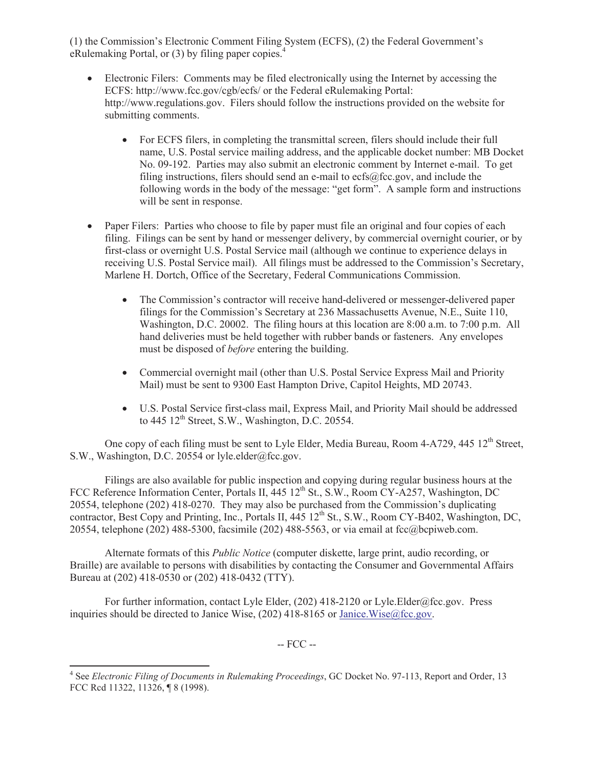(1) the Commission's Electronic Comment Filing System (ECFS), (2) the Federal Government's eRulemaking Portal, or (3) by filing paper copies.[4]

- Electronic Filers: Comments may be filed electronically using the Internet by accessing the ECFS: http://www.fcc.gov/cgb/ecfs/ or the Federal eRulemaking Portal: http://www.regulations.gov. Filers should follow the instructions provided on the website for submitting comments.

  - For ECFS filers, in completing the transmittal screen, filers should include their full name, U.S. Postal service mailing address, and the applicable docket number: MB Docket No. 09-192. Parties may also submit an electronic comment by Internet e-mail. To get filing instructions, filers should send an e-mail to ecfs@fcc.gov, and include the following words in the body of the message: "get form". A sample form and instructions will be sent in response.

- Paper Filers: Parties who choose to file by paper must file an original and four copies of each filing. Filings can be sent by hand or messenger delivery, by commercial overnight courier, or by first-class or overnight U.S. Postal Service mail (although we continue to experience delays in receiving U.S. Postal Service mail). All filings must be addressed to the Commission's Secretary, Marlene H. Dortch, Office of the Secretary, Federal Communications Commission.

  - The Commission's contractor will receive hand-delivered or messenger-delivered paper filings for the Commission's Secretary at 236 Massachusetts Avenue, N.E., Suite 110, Washington, D.C. 20002. The filing hours at this location are 8:00 a.m. to 7:00 p.m. All hand deliveries must be held together with rubber bands or fasteners. Any envelopes must be disposed of *before* entering the building.

  - Commercial overnight mail (other than U.S. Postal Service Express Mail and Priority Mail) must be sent to 9300 East Hampton Drive, Capitol Heights, MD 20743.

  - U.S. Postal Service first-class mail, Express Mail, and Priority Mail should be addressed to 445 12th Street, S.W., Washington, D.C. 20554.

One copy of each filing must be sent to Lyle Elder, Media Bureau, Room 4-A729, 445 12th Street, S.W., Washington, D.C. 20554 or lyle.elder@fcc.gov.

Filings are also available for public inspection and copying during regular business hours at the FCC Reference Information Center, Portals II, 445 12th St., S.W., Room CY-A257, Washington, DC 20554, telephone (202) 418-0270. They may also be purchased from the Commission's duplicating contractor, Best Copy and Printing, Inc., Portals II, 445 12th St., S.W., Room CY-B402, Washington, DC, 20554, telephone (202) 488-5300, facsimile (202) 488-5563, or via email at fcc@bcpiweb.com.

Alternate formats of this *Public Notice* (computer diskette, large print, audio recording, or Braille) are available to persons with disabilities by contacting the Consumer and Governmental Affairs Bureau at (202) 418-0530 or (202) 418-0432 (TTY).

For further information, contact Lyle Elder, (202) 418-2120 or Lyle.Elder@fcc.gov. Press inquiries should be directed to Janice Wise, (202) 418-8165 or Janice.Wise@fcc.gov.

-- FCC --

[4] See *Electronic Filing of Documents in Rulemaking Proceedings*, GC Docket No. 97-113, Report and Order, 13 FCC Rcd 11322, 11326, ¶ 8 (1998).